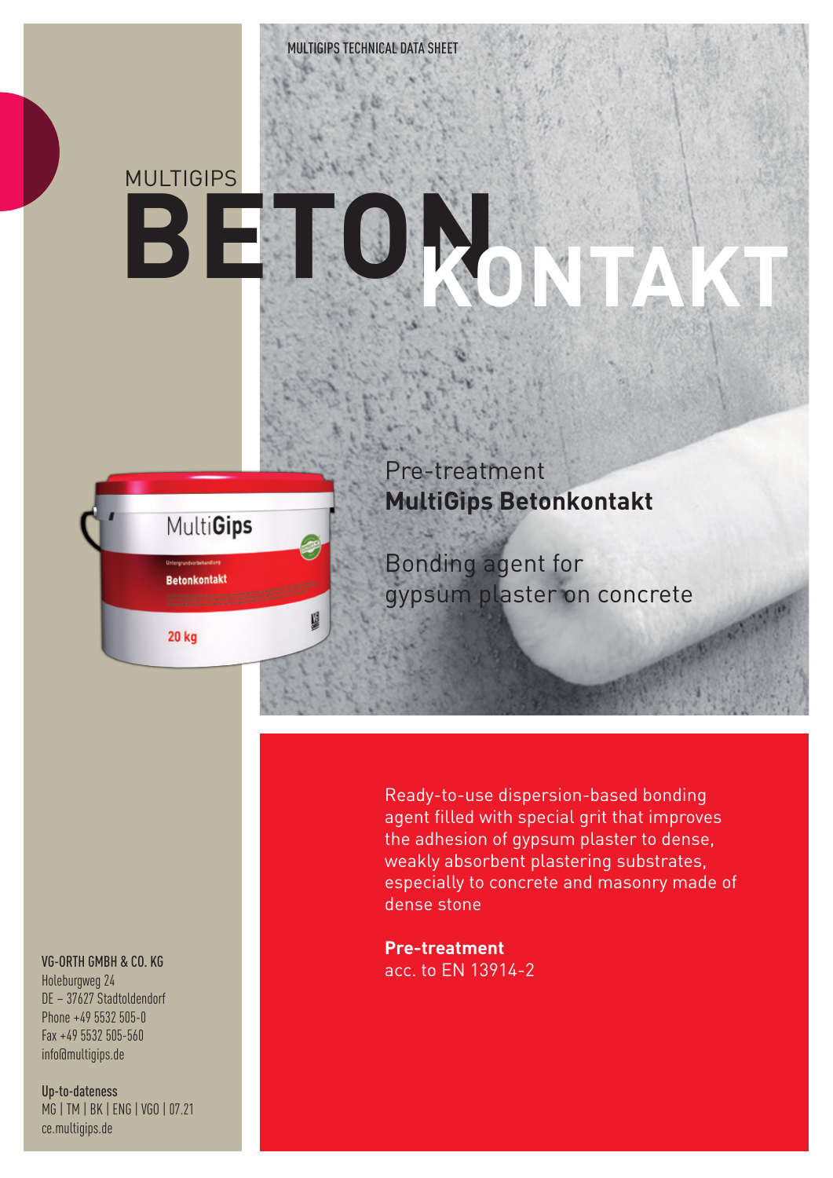MULTIGIPS TECHNICAL DATA SHEET

# MULTIGIPS BETONKONTAKT

Pre-treatment
**MultiGips Betonkontakt**

Bonding agent for gypsum plaster on concrete

Ready-to-use dispersion-based bonding agent filled with special grit that improves the adhesion of gypsum plaster to dense, weakly absorbent plastering substrates, especially to concrete and masonry made of dense stone

**Pre-treatment**
acc. to EN 13914-2

**VG-ORTH GMBH & CO. KG**
Holeburgweg 24
DE – 37627 Stadtoldendorf
Phone +49 5532 505-0
Fax +49 5532 505-560
info@multigips.de

**Up-to-dateness**
MG | TM | BK | ENG | VGO | 07.21
ce.multigips.de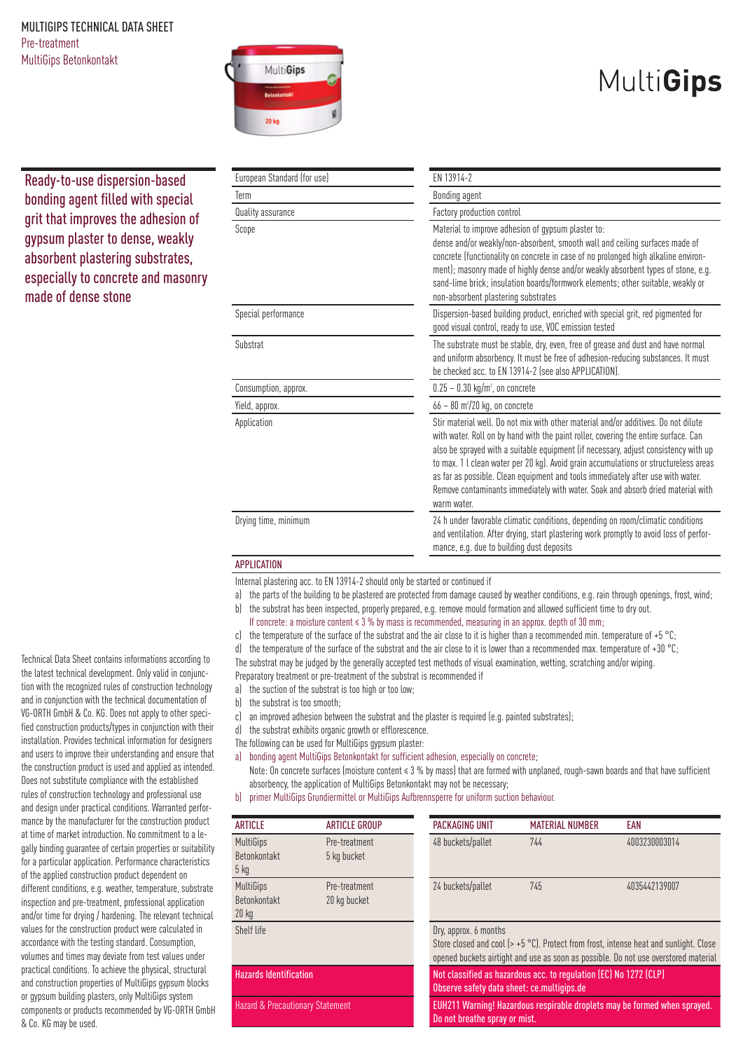MULTIGIPS TECHNICAL DATA SHEET
Pre-treatment
MultiGips Betonkontakt

MultiGips

## Ready-to-use dispersion-based bonding agent filled with special grit that improves the adhesion of gypsum plaster to dense, weakly absorbent plastering substrates, especially to concrete and masonry made of dense stone

| | |
|---|---|
| European Standard (for use) | EN 13914-2 |
| Term | Bonding agent |
| Quality assurance | Factory production control |
| Scope | Material to improve adhesion of gypsum plaster to: dense and/or weakly/non-absorbent, smooth wall and ceiling surfaces made of concrete (functionality on concrete in case of no prolonged high alkaline environment); masonry made of highly dense and/or weakly absorbent types of stone, e.g. sand-lime brick; insulation boards/formwork elements; other suitable, weakly or non-absorbent plastering substrates |
| Special performance | Dispersion-based building product, enriched with special grit, red pigmented for good visual control, ready to use, VOC emission tested |
| Substrat | The substrate must be stable, dry, even, free of grease and dust and have normal and uniform absorbency. It must be free of adhesion-reducing substances. It must be checked acc. to EN 13914-2 (see also APPLICATION). |
| Consumption, approx. | 0.25 – 0.30 kg/m², on concrete |
| Yield, approx. | 66 – 80 m²/20 kg, on concrete |
| Application | Stir material well. Do not mix with other material and/or additives. Do not dilute with water. Roll on by hand with the paint roller, covering the entire surface. Can also be sprayed with a suitable equipment (if necessary, adjust consistency with up to max. 1 l clean water per 20 kg). Avoid grain accumulations or structureless areas as far as possible. Clean equipment and tools immediately after use with water. Remove contaminants immediately with water. Soak and absorb dried material with warm water. |
| Drying time, minimum | 24 h under favorable climatic conditions, depending on room/climatic conditions and ventilation. After drying, start plastering work promptly to avoid loss of performance, e.g. due to building dust deposits |

### APPLICATION

Internal plastering acc. to EN 13914-2 should only be started or continued if

a) the parts of the building to be plastered are protected from damage caused by weather conditions, e.g. rain through openings, frost, wind;
b) the substrat has been inspected, properly prepared, e.g. remove mould formation and allowed sufficient time to dry out. If concrete: a moisture content ≤ 3 % by mass is recommended, measuring in an approx. depth of 30 mm;
c) the temperature of the surface of the substrat and the air close to it is higher than a recommended min. temperature of +5 °C;
d) the temperature of the surface of the substrat and the air close to it is lower than a recommended max. temperature of +30 °C;

The substrate may be judged by the generally accepted test methods of visual examination, wetting, scratching and/or wiping.

Preparatory treatment or pre-treatment of the substrat is recommended if

a) the suction of the substrate is too high or too low;
b) the substrat is too smooth;
c) an improved adhesion between the substrate and the plaster is required (e.g. painted substrates);
d) the substrat exhibits organic growth or efflorescence.

The following can be used for MultiGips gypsum plaster:

a) bonding agent MultiGips Betonkontakt for sufficient adhesion, especially on concrete;
Note: On concrete surfaces (moisture content ≤ 3 % by mass) that are formed with unplaned, rough-sawn boards and that have sufficient absorbency, the application of MultiGips Betonkontakt may not be necessary;
b) primer MultiGips Grundiermittel or MultiGips Aufbrennsperre for uniform suction behaviour.

| ARTICLE | ARTICLE GROUP | PACKAGING UNIT | MATERIAL NUMBER | EAN |
|---|---|---|---|---|
| MultiGips Betonkontakt 5 kg | Pre-treatment 5 kg bucket | 48 buckets/pallet | 744 | 4003230003014 |
| MultiGips Betonkontakt 20 kg | Pre-treatment 20 kg bucket | 24 buckets/pallet | 745 | 4035442139007 |
| Shelf life | | Dry, approx. 6 months. Store closed and cool (> +5 °C). Protect from frost, intense heat and sunlight. Close opened buckets airtight and use as soon as possible. Do not use overstored material | | |
| Hazards Identification | | Not classified as hazardous acc. to regulation (EC) No 1272 (CLP). Observe safety data sheet: ce.multigips.de | | |
| Hazard & Precautionary Statement | | EUH211 Warning! Hazardous respirable droplets may be formed when sprayed. Do not breathe spray or mist. | | |

Technical Data Sheet contains informations according to the latest technical development. Only valid in conjunction with the recognized rules of construction technology and in conjunction with the technical documentation of VG-ORTH GmbH & Co. KG. Does not apply to other specified construction products/types in conjunction with their installation. Provides technical information for designers and users to improve their understanding and ensure that the construction product is used and applied as intended. Does not substitute compliance with the established rules of construction technology and professional use and design under practical conditions. Warranted performance by the manufacturer for the construction product at time of market introduction. No commitment to a legally binding guarantee of certain properties or suitability for a particular application. Performance characteristics of the applied construction product dependent on different conditions, e.g. weather, temperature, substrate inspection and pre-treatment, professional application and/or time for drying / hardening. The relevant technical values for the construction product were calculated in accordance with the testing standard. Consumption, volumes and times may deviate from test values under practical conditions. To achieve the physical, structural and construction properties of MultiGips gypsum blocks or gypsum building plasters, only MultiGips system components or products recommended by VG-ORTH GmbH & Co. KG may be used.